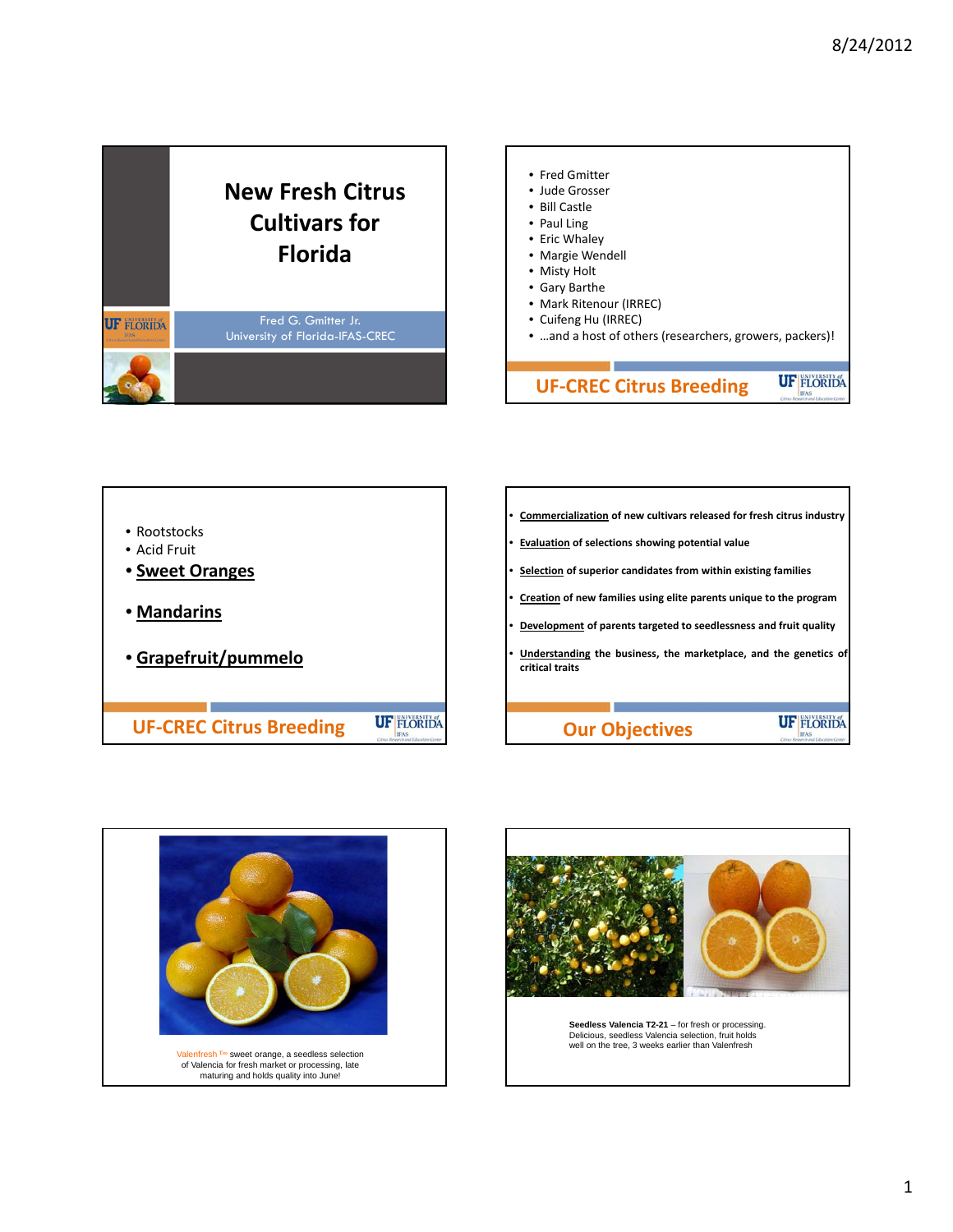# New Fresh Citrus Cultivars for Florida

Fred G. Gmitter Jr.
University of Florida-IFAS-CREC

---

- Fred Gmitter
- Jude Grosser
- Bill Castle
- Paul Ling
- Eric Whaley
- Margie Wendell
- Misty Holt
- Gary Barthe
- Mark Ritenour (IRREC)
- Cuifeng Hu (IRREC)
- …and a host of others (researchers, growers, packers)!

## UF-CREC Citrus Breeding

---

- Rootstocks
- Acid Fruit
- **Sweet Oranges**
- **Mandarins**
- **Grapefruit/pummelo**

## UF-CREC Citrus Breeding

---

- **Commercialization of new cultivars released for fresh citrus industry**
- **Evaluation of selections showing potential value**
- **Selection of superior candidates from within existing families**
- **Creation of new families using elite parents unique to the program**
- **Development of parents targeted to seedlessness and fruit quality**
- **Understanding the business, the marketplace, and the genetics of critical traits**

## Our Objectives

---

Valenfresh ™ sweet orange, a seedless selection of Valencia for fresh market or processing, late maturing and holds quality into June!

---

**Seedless Valencia T2-21** – for fresh or processing. Delicious, seedless Valencia selection, fruit holds well on the tree, 3 weeks earlier than Valenfresh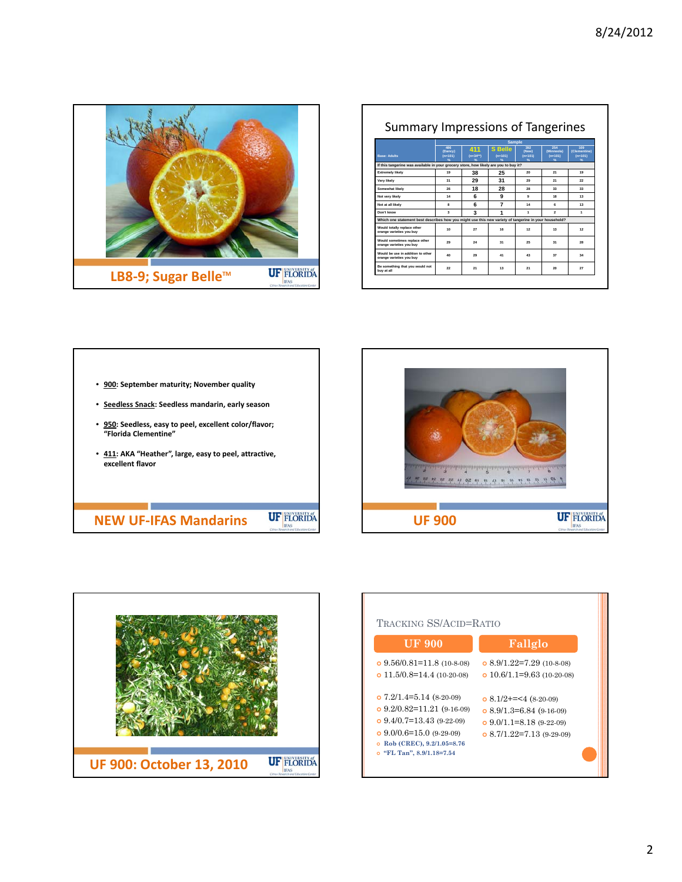## LB8-9; Sugar Belle™

## Summary Impressions of Tangerines

| Base: Adults | 400 (Dancy) (n=101) % | 411 (n=34**) % | S Belle (n=101) % | 392 (New) (n=101) % | 254 (Minneola) (n=101) % | 109 (Clementine) (n=101) % |
|---|---|---|---|---|---|---|
| **If this tangerine was available in your grocery store, how likely are you to buy it?** | | | | | | |
| Extremely likely | 19 | 38 | 25 | 20 | 21 | 19 |
| Very likely | 31 | 29 | 31 | 29 | 21 | 22 |
| Somewhat likely | 26 | 18 | 28 | 28 | 33 | 33 |
| Not very likely | 14 | 6 | 9 | 9 | 18 | 13 |
| Not at all likely | 8 | 6 | 7 | 14 | 6 | 13 |
| Don't know | 3 | 3 | 1 | 1 | 2 | 1 |
| **Which one statement best describes how you might use this new variety of tangerine in your household?** | | | | | | |
| Would totally replace other orange varieties you buy | 10 | 27 | 16 | 12 | 13 | 12 |
| Would sometimes replace other orange varieties you buy | 29 | 24 | 31 | 25 | 31 | 28 |
| Would be use in addition to other orange varieties you buy | 40 | 29 | 41 | 43 | 37 | 34 |
| Be something that you would not buy at all | 22 | 21 | 13 | 21 | 20 | 27 |

## NEW UF-IFAS Mandarins

- **900**: September maturity; November quality
- **Seedless Snack**: Seedless mandarin, early season
- **950**: Seedless, easy to peel, excellent color/flavor; "Florida Clementine"
- **411**: AKA "Heather", large, easy to peel, attractive, excellent flavor

## UF 900

## UF 900: October 13, 2010

## Tracking SS/Acid=Ratio

**UF 900**

- 9.56/0.81=11.8 (10-8-08)
- 11.5/0.8=14.4 (10-20-08)
- 7.2/1.4=5.14 (8-20-09)
- 9.2/0.82=11.21 (9-16-09)
- 9.4/0.7=13.43 (9-22-09)
- 9.0/0.6=15.0 (9-29-09)
- Rob (CREC), 9.2/1.05=8.76
- "FL Tan", 8.9/1.18=7.54

**Fallglo**

- 8.9/1.22=7.29 (10-8-08)
- 10.6/1.1=9.63 (10-20-08)
- 8.1/2+=<4 (8-20-09)
- 8.9/1.3=6.84 (9-16-09)
- 9.0/1.1=8.18 (9-22-09)
- 8.7/1.22=7.13 (9-29-09)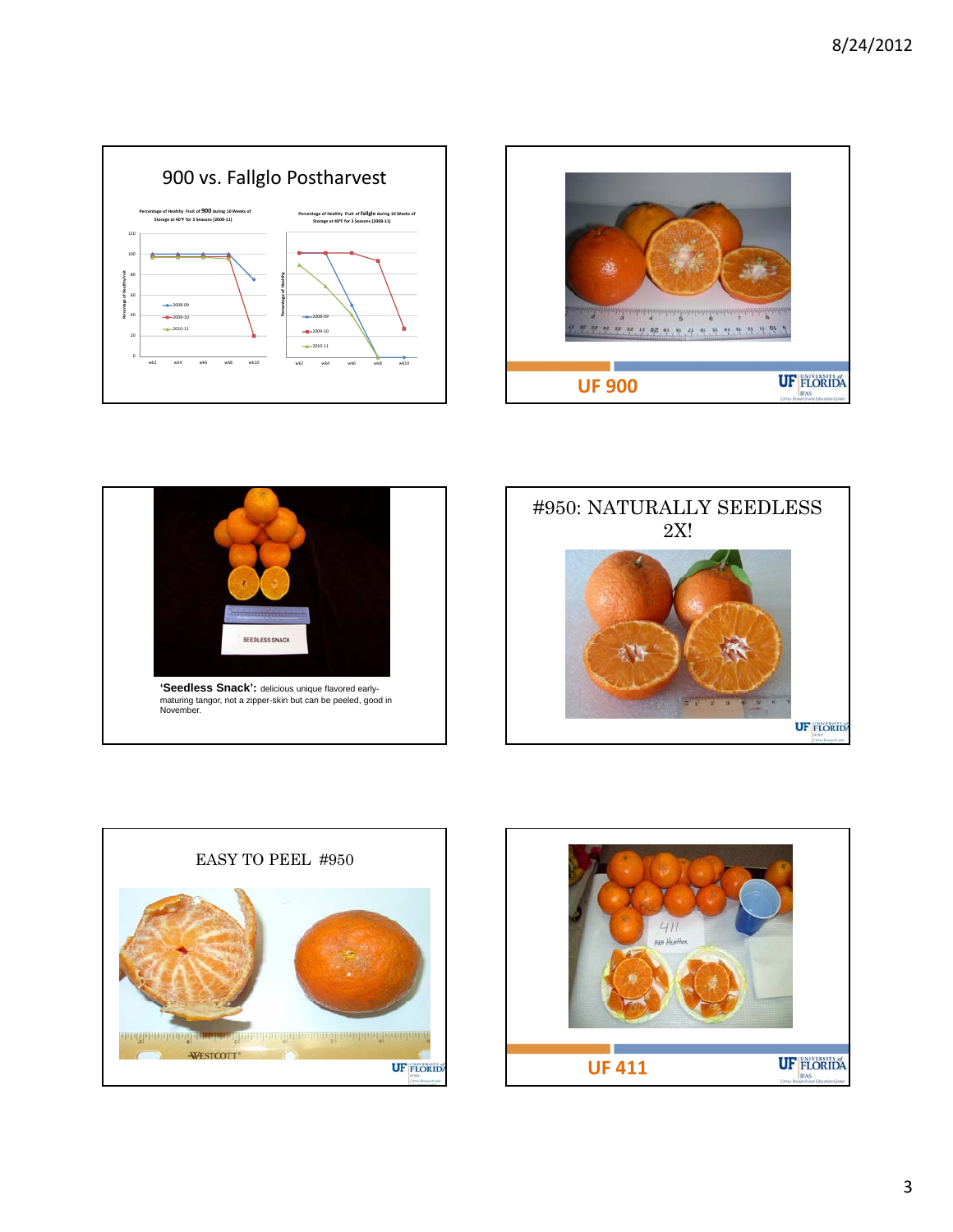## 900 vs. Fallglo Postharvest

Percentage of Healthy Fruit of 900 during 10 Weeks of Storage at 40°F for 3 Seasons (2008-11)

120
100
80
60
40
20
0

Percentage of Healthy Fruit

2008-09
2009-10
2010-11

wk2 wk4 wk6 wk8 wk10

Percentage of Healthy Fruit of Fallglo during 10 Weeks of Storage at 40°F for 3 Seasons (2008-11)

Percentage of Healthy

2008-09
2009-10
2010-11

wk2 wk4 wk6 wk8 wk10

---

UF 900

---

SEEDLESS SNACK

**'Seedless Snack':** delicious unique flavored early-maturing tangor, not a zipper-skin but can be peeled, good in November.

---

## #950: NATURALLY SEEDLESS 2X!

---

## EASY TO PEEL #950

---

411
AKA Heather

UF 411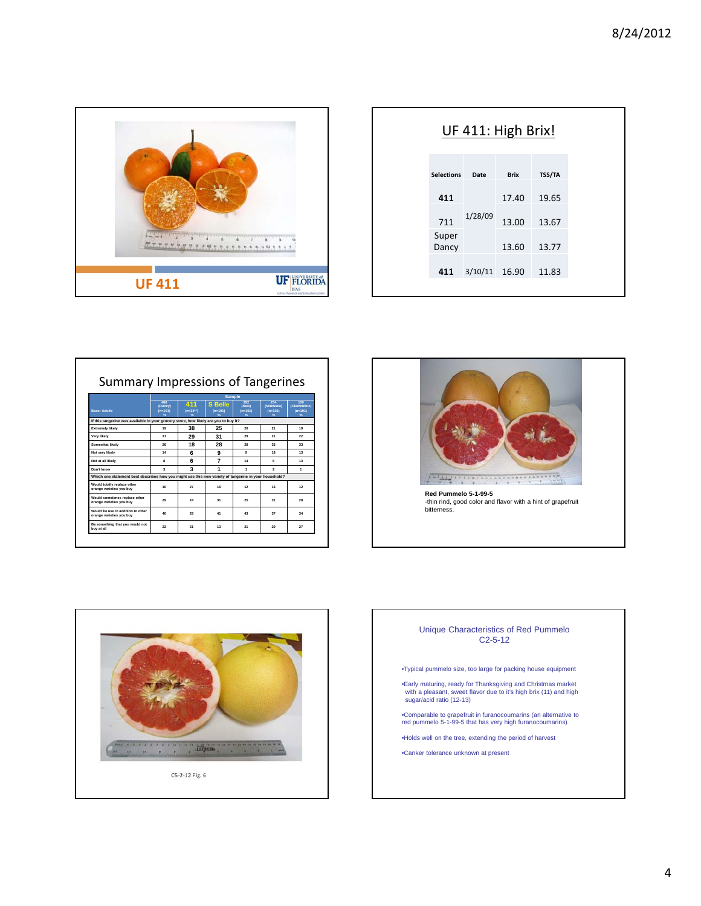UF 411

## UF 411: High Brix!

| Selections | Date | Brix | TSS/TA |
|---|---|---|---|
| **411** | 1/28/09 | 17.40 | 19.65 |
| 711 | | 13.00 | 13.67 |
| Super Dancy | | 13.60 | 13.77 |
| **411** | 3/10/11 | 16.90 | 11.83 |

## Summary Impressions of Tangerines

| Base: Adults | 486 (Dancy) (n=101) % | 411 (n=34**) % | S Belle (n=101) % | 392 (New) (n=101) % | 254 (Minneola) (n=101) % | 189 (Clementine) (n=101) % |
|---|---|---|---|---|---|---|
| **If this tangerine was available in your grocery store, how likely are you to buy it?** | | | | | | |
| Extremely likely | 19 | 38 | 25 | 20 | 21 | 19 |
| Very likely | 31 | 29 | 31 | 29 | 21 | 22 |
| Somewhat likely | 26 | 18 | 28 | 28 | 33 | 33 |
| Not very likely | 14 | 6 | 9 | 9 | 18 | 13 |
| Not at all likely | 8 | 6 | 7 | 14 | 6 | 13 |
| Don't know | 3 | 3 | 1 | 1 | 2 | 1 |
| **Which one statement best describes how you might use this new variety of tangerine in your household?** | | | | | | |
| Would totally replace other orange varieties you buy | 10 | 27 | 16 | 12 | 13 | 12 |
| Would sometimes replace other orange varieties you buy | 29 | 24 | 31 | 25 | 31 | 28 |
| Would be use in addition to other orange varieties you buy | 40 | 29 | 41 | 43 | 37 | 34 |
| Be something that you would not buy at all | 22 | 21 | 13 | 21 | 20 | 27 |

**Red Pummelo 5-1-99-5**
-thin rind, good color and flavor with a hint of grapefruit bitterness.

C5-2-12 Fig. 6

### Unique Characteristics of Red Pummelo C2-5-12

- Typical pummelo size, too large for packing house equipment
- Early maturing, ready for Thanksgiving and Christmas market with a pleasant, sweet flavor due to it's high brix (11) and high sugar/acid ratio (12-13)
- Comparable to grapefruit in furanocoumarins (an alternative to red pummelo 5-1-99-5 that has very high furanocoumarins)
- Holds well on the tree, extending the period of harvest
- Canker tolerance unknown at present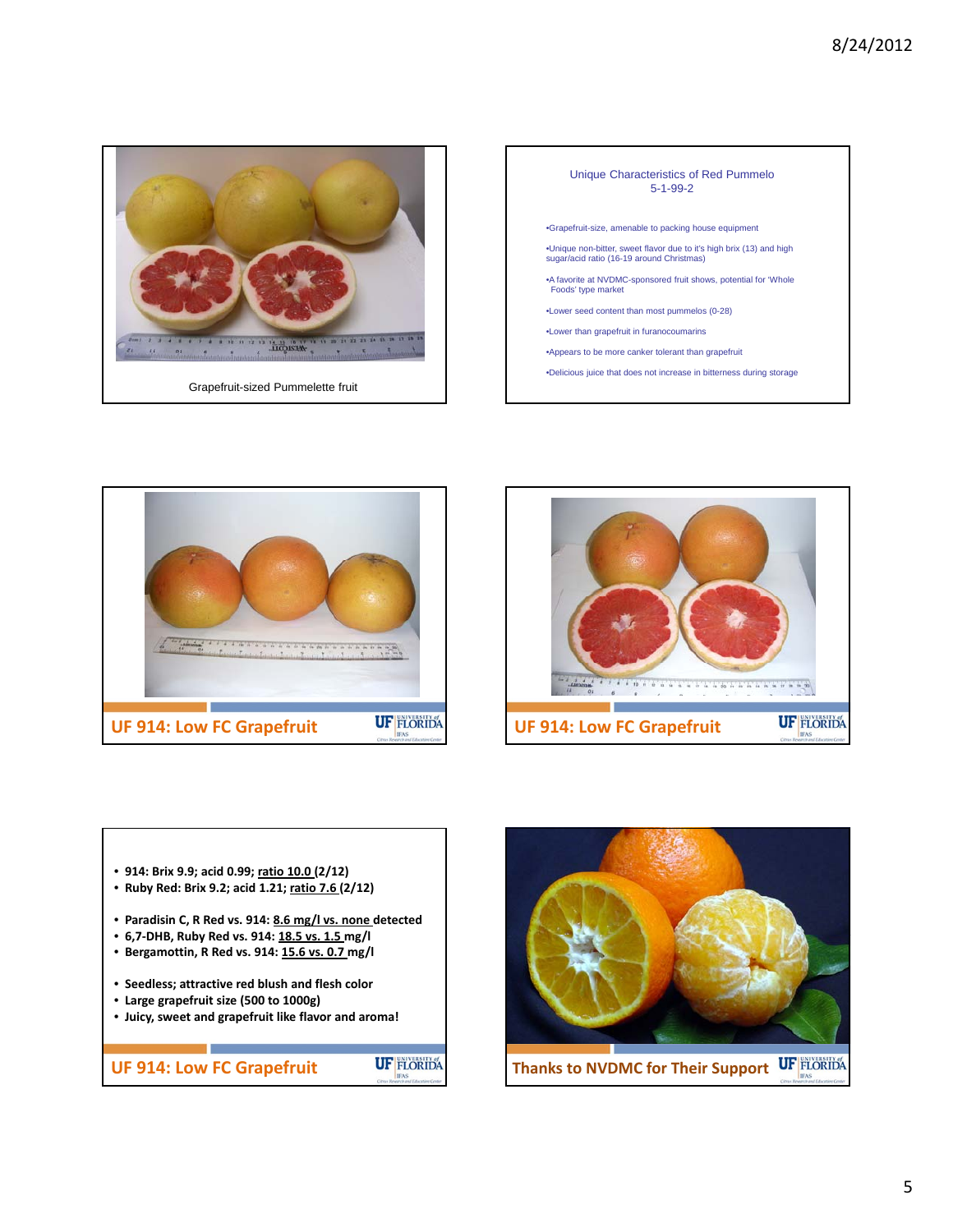Grapefruit-sized Pummelette fruit

Unique Characteristics of Red Pummelo
5-1-99-2

- Grapefruit-size, amenable to packing house equipment
- Unique non-bitter, sweet flavor due to it's high brix (13) and high sugar/acid ratio (16-19 around Christmas)
- A favorite at NVDMC-sponsored fruit shows, potential for 'Whole Foods' type market
- Lower seed content than most pummelos (0-28)
- Lower than grapefruit in furanocoumarins
- Appears to be more canker tolerant than grapefruit
- Delicious juice that does not increase in bitterness during storage

## UF 914: Low FC Grapefruit

## UF 914: Low FC Grapefruit

- **914: Brix 9.9; acid 0.99; ratio 10.0 (2/12)**
- **Ruby Red: Brix 9.2; acid 1.21; ratio 7.6 (2/12)**

- **Paradisin C, R Red vs. 914: 8.6 mg/l vs. none detected**
- **6,7-DHB, Ruby Red vs. 914: 18.5 vs. 1.5 mg/l**
- **Bergamottin, R Red vs. 914: 15.6 vs. 0.7 mg/l**

- **Seedless; attractive red blush and flesh color**
- **Large grapefruit size (500 to 1000g)**
- **Juicy, sweet and grapefruit like flavor and aroma!**

## UF 914: Low FC Grapefruit

## Thanks to NVDMC for Their Support